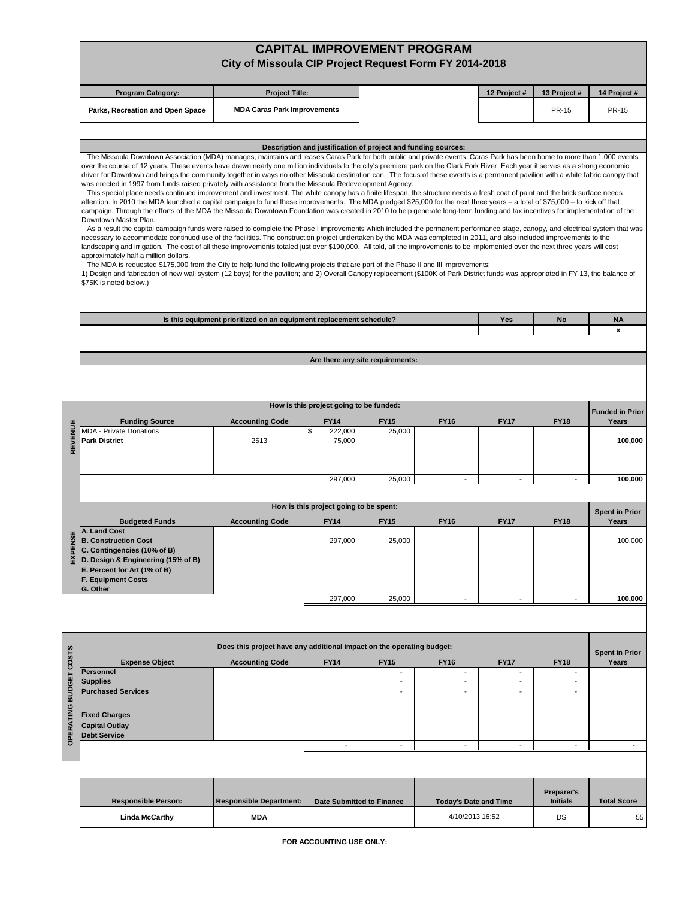# CAPITAL IMPROVEMENT PROGRAM

## City of Missoula CIP Project Request Form FY 2014-2018

| Program Category: | Project Title: | | 12 Project # | 13 Project # | 14 Project # |
|---|---|---|---|---|---|
| Parks, Recreation and Open Space | MDA Caras Park Improvements | | | PR-15 | PR-15 |

### Description and justification of project and funding sources:

The Missoula Downtown Association (MDA) manages, maintains and leases Caras Park for both public and private events. Caras Park has been home to more than 1,000 events over the course of 12 years. These events have drawn nearly one million individuals to the city's premiere park on the Clark Fork River. Each year it serves as a strong economic driver for Downtown and brings the community together in ways no other Missoula destination can. The focus of these events is a permanent pavilion with a white fabric canopy that was erected in 1997 from funds raised privately with assistance from the Missoula Redevelopment Agency.

This special place needs continued improvement and investment. The white canopy has a finite lifespan, the structure needs a fresh coat of paint and the brick surface needs attention. In 2010 the MDA launched a capital campaign to fund these improvements. The MDA pledged $25,000 for the next three years – a total of $75,000 – to kick off that campaign. Through the efforts of the MDA the Missoula Downtown Foundation was created in 2010 to help generate long-term funding and tax incentives for implementation of the Downtown Master Plan.

As a result the capital campaign funds were raised to complete the Phase I improvements which included the permanent performance stage, canopy, and electrical system that was necessary to accommodate continued use of the facilities. The construction project undertaken by the MDA was completed in 2011, and also included improvements to the landscaping and irrigation. The cost of all these improvements totaled just over $190,000. All told, all the improvements to be implemented over the next three years will cost approximately half a million dollars.

The MDA is requested $175,000 from the City to help fund the following projects that are part of the Phase II and III improvements:
1) Design and fabrication of new wall system (12 bays) for the pavilion; and 2) Overall Canopy replacement ($100K of Park District funds was appropriated in FY 13, the balance of $75K is noted below.)

| Is this equipment prioritized on an equipment replacement schedule? | Yes | No | NA |
|---|---|---|---|
| | | | x |

### Are there any site requirements:

### REVENUE — How is this project going to be funded:

| Funding Source | Accounting Code | FY14 | FY15 | FY16 | FY17 | FY18 | Funded in Prior Years |
|---|---|---|---|---|---|---|---|
| MDA - Private Donations | | $ 222,000 | 25,000 | | | | |
| **Park District** | 2513 | 75,000 | | | | | **100,000** |
| | | 297,000 | 25,000 | - | - | - | **100,000** |

### EXPENSE — How is this project going to be spent:

| Budgeted Funds | Accounting Code | FY14 | FY15 | FY16 | FY17 | FY18 | Spent in Prior Years |
|---|---|---|---|---|---|---|---|
| **A. Land Cost** | | | | | | | |
| **B. Construction Cost** | | 297,000 | 25,000 | | | | 100,000 |
| **C. Contingencies (10% of B)** | | | | | | | |
| **D. Design & Engineering (15% of B)** | | | | | | | |
| **E. Percent for Art (1% of B)** | | | | | | | |
| **F. Equipment Costs** | | | | | | | |
| **G. Other** | | | | | | | |
| | | 297,000 | 25,000 | - | - | - | **100,000** |

### OPERATING BUDGET COSTS — Does this project have any additional impact on the operating budget:

| Expense Object | Accounting Code | FY14 | FY15 | FY16 | FY17 | FY18 | Spent in Prior Years |
|---|---|---|---|---|---|---|---|
| **Personnel** | | | - | - | - | - | |
| **Supplies** | | | - | - | - | - | |
| **Purchased Services** | | | - | - | - | - | |
| **Fixed Charges** | | | | | | | |
| **Capital Outlay** | | | | | | | |
| **Debt Service** | | | | | | | |
| | | - | - | - | - | - | - |

| Responsible Person: | Responsible Department: | Date Submitted to Finance | Today's Date and Time | Preparer's Initials | Total Score |
|---|---|---|---|---|---|
| Linda McCarthy | MDA | | 4/10/2013 16:52 | DS | 55 |

**FOR ACCOUNTING USE ONLY:**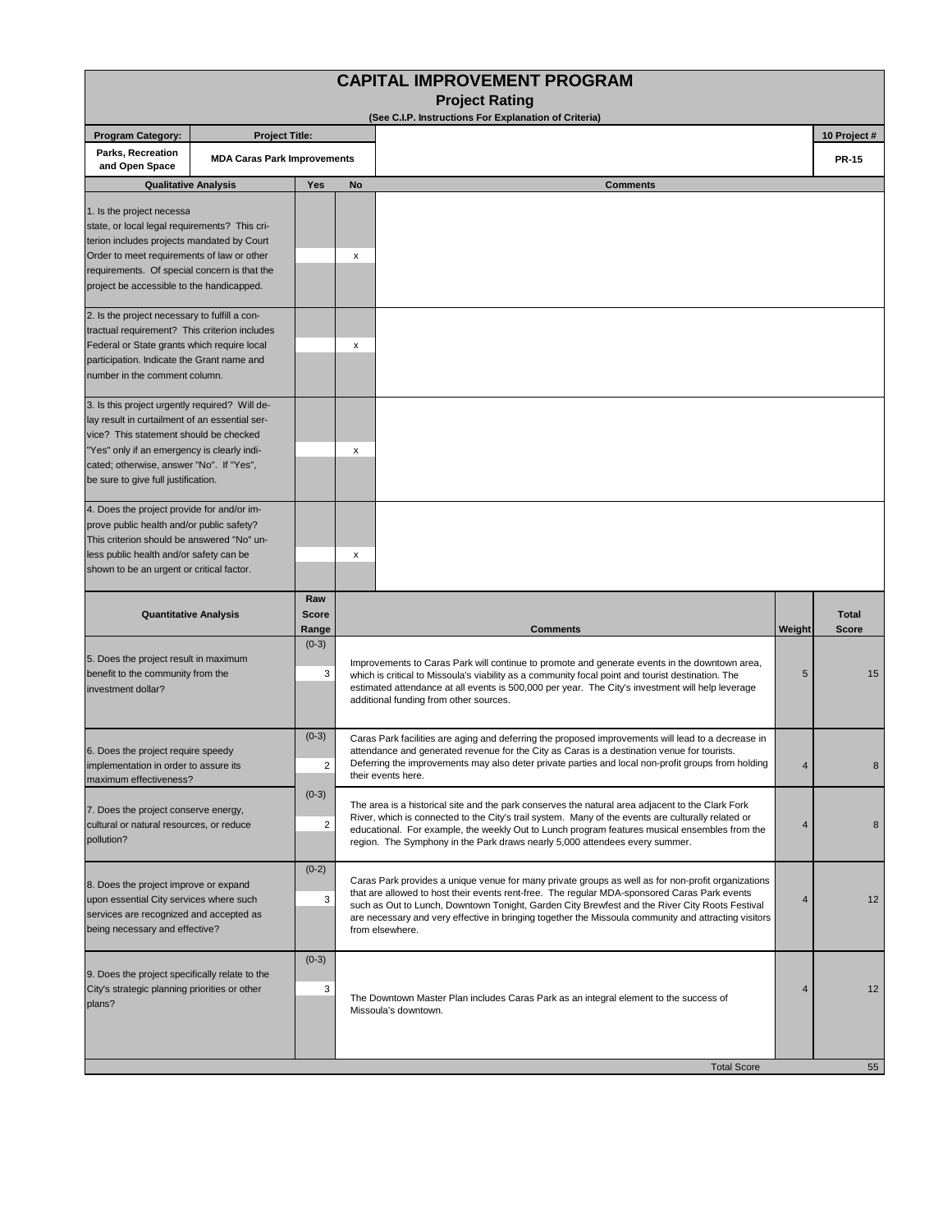# CAPITAL IMPROVEMENT PROGRAM

## Project Rating

(See C.I.P. Instructions For Explanation of Criteria)

| Program Category: | Project Title: | | 10 Project # |
|---|---|---|---|
| Parks, Recreation and Open Space | MDA Caras Park Improvements | | PR-15 |

| Qualitative Analysis | Yes | No | Comments |
|---|---|---|---|
| 1. Is the project necessa state, or local legal requirements? This criterion includes projects mandated by Court Order to meet requirements of law or other requirements. Of special concern is that the project be accessible to the handicapped. | | x | |
| 2. Is the project necessary to fulfill a contractual requirement? This criterion includes Federal or State grants which require local participation. Indicate the Grant name and number in the comment column. | | x | |
| 3. Is this project urgently required? Will delay result in curtailment of an essential service? This statement should be checked "Yes" only if an emergency is clearly indicated; otherwise, answer "No". If "Yes", be sure to give full justification. | | x | |
| 4. Does the project provide for and/or improve public health and/or public safety? This criterion should be answered "No" unless public health and/or safety can be shown to be an urgent or critical factor. | | x | |

| Quantitative Analysis | Raw Score Range | | Comments | Weight | Total Score |
|---|---|---|---|---|---|
| 5. Does the project result in maximum benefit to the community from the investment dollar? | (0-3) | 3 | Improvements to Caras Park will continue to promote and generate events in the downtown area, which is critical to Missoula's viability as a community focal point and tourist destination. The estimated attendance at all events is 500,000 per year. The City's investment will help leverage additional funding from other sources. | 5 | 15 |
| 6. Does the project require speedy implementation in order to assure its maximum effectiveness? | (0-3) | 2 | Caras Park facilities are aging and deferring the proposed improvements will lead to a decrease in attendance and generated revenue for the City as Caras is a destination venue for tourists. Deferring the improvements may also deter private parties and local non-profit groups from holding their events here. | 4 | 8 |
| 7. Does the project conserve energy, cultural or natural resources, or reduce pollution? | (0-3) | 2 | The area is a historical site and the park conserves the natural area adjacent to the Clark Fork River, which is connected to the City's trail system. Many of the events are culturally related or educational. For example, the weekly Out to Lunch program features musical ensembles from the region. The Symphony in the Park draws nearly 5,000 attendees every summer. | 4 | 8 |
| 8. Does the project improve or expand upon existing City services where such services are recognized and accepted as being necessary and effective? | (0-2) | 3 | Caras Park provides a unique venue for many private groups as well as for non-profit organizations that are allowed to host their events rent-free. The regular MDA-sponsored Caras Park events such as Out to Lunch, Downtown Tonight, Garden City Brewfest and the River City Roots Festival are necessary and very effective in bringing together the Missoula community and attracting visitors from elsewhere. | 4 | 12 |
| 9. Does the project specifically relate to the City's strategic planning priorities or other plans? | (0-3) | 3 | The Downtown Master Plan includes Caras Park as an integral element to the success of Missoula's downtown. | 4 | 12 |
| | | | Total Score | | 55 |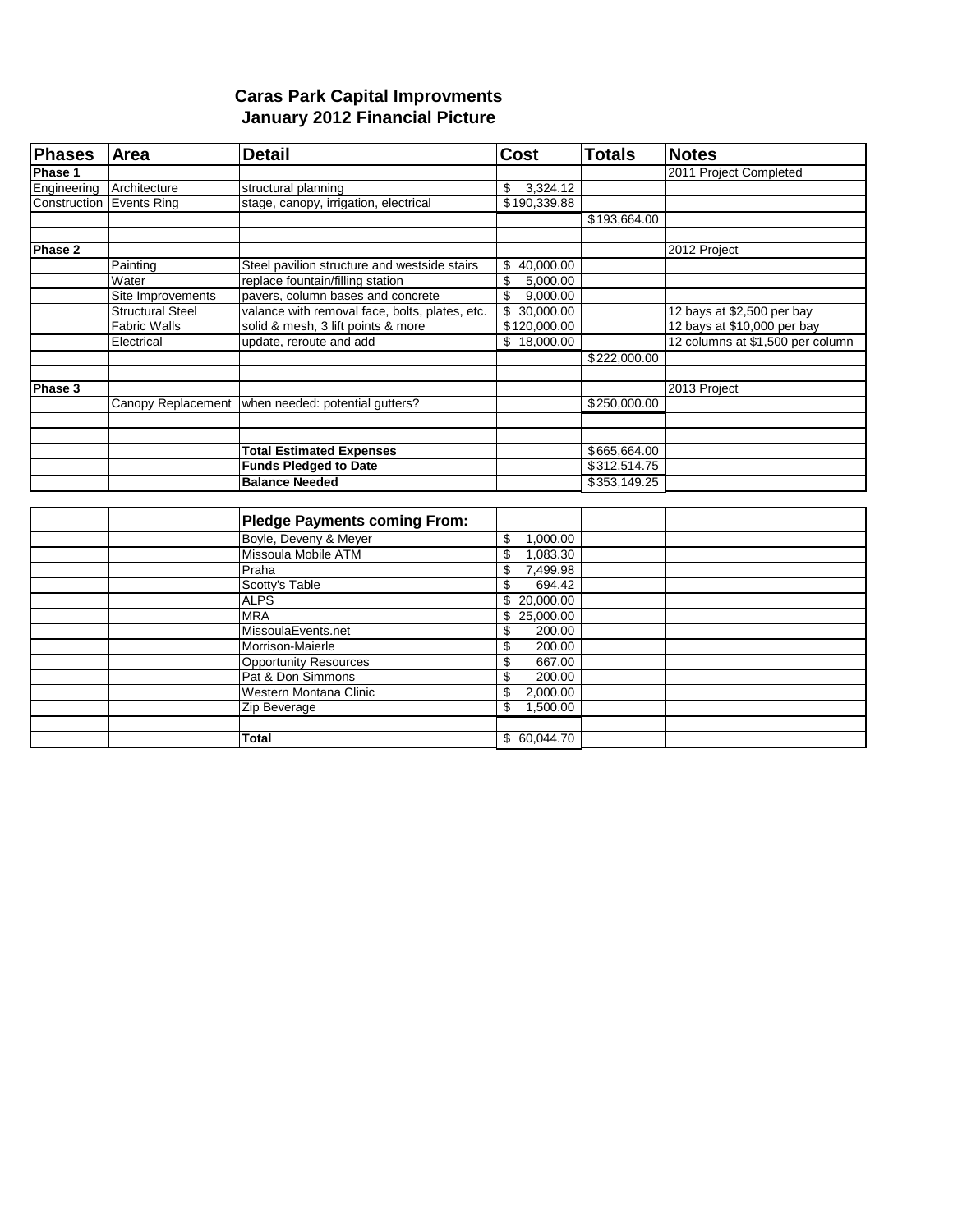## Caras Park Capital Improvments
## January 2012 Financial Picture

| Phases | Area | Detail | Cost | Totals | Notes |
|---|---|---|---|---|---|
| **Phase 1** | | | | | 2011 Project Completed |
| Engineering | Architecture | structural planning | $ 3,324.12 | | |
| Construction | Events Ring | stage, canopy, irrigation, electrical | $190,339.88 | | |
| | | | | $193,664.00 | |
| | | | | | |
| **Phase 2** | | | | | 2012 Project |
| | Painting | Steel pavilion structure and westside stairs | $ 40,000.00 | | |
| | Water | replace fountain/filling station | $ 5,000.00 | | |
| | Site Improvements | pavers, column bases and concrete | $ 9,000.00 | | |
| | Structural Steel | valance with removal face, bolts, plates, etc. | $ 30,000.00 | | 12 bays at $2,500 per bay |
| | Fabric Walls | solid & mesh, 3 lift points & more | $120,000.00 | | 12 bays at $10,000 per bay |
| | Electrical | update, reroute and add | $ 18,000.00 | | 12 columns at $1,500 per column |
| | | | | $222,000.00 | |
| | | | | | |
| **Phase 3** | | | | | 2013 Project |
| | Canopy Replacement | when needed: potential gutters? | | $250,000.00 | |
| | | | | | |
| | | | | | |
| | | **Total Estimated Expenses** | | $665,664.00 | |
| | | **Funds Pledged to Date** | | $312,514.75 | |
| | | **Balance Needed** | | $353,149.25 | |

| | | Pledge Payments coming From: | | | |
|---|---|---|---|---|---|
| | | Boyle, Deveny & Meyer | $ 1,000.00 | | |
| | | Missoula Mobile ATM | $ 1,083.30 | | |
| | | Praha | $ 7,499.98 | | |
| | | Scotty's Table | $ 694.42 | | |
| | | ALPS | $ 20,000.00 | | |
| | | MRA | $ 25,000.00 | | |
| | | MissoulaEvents.net | $ 200.00 | | |
| | | Morrison-Maierle | $ 200.00 | | |
| | | Opportunity Resources | $ 667.00 | | |
| | | Pat & Don Simmons | $ 200.00 | | |
| | | Western Montana Clinic | $ 2,000.00 | | |
| | | Zip Beverage | $ 1,500.00 | | |
| | | | | | |
| | | **Total** | $ 60,044.70 | | |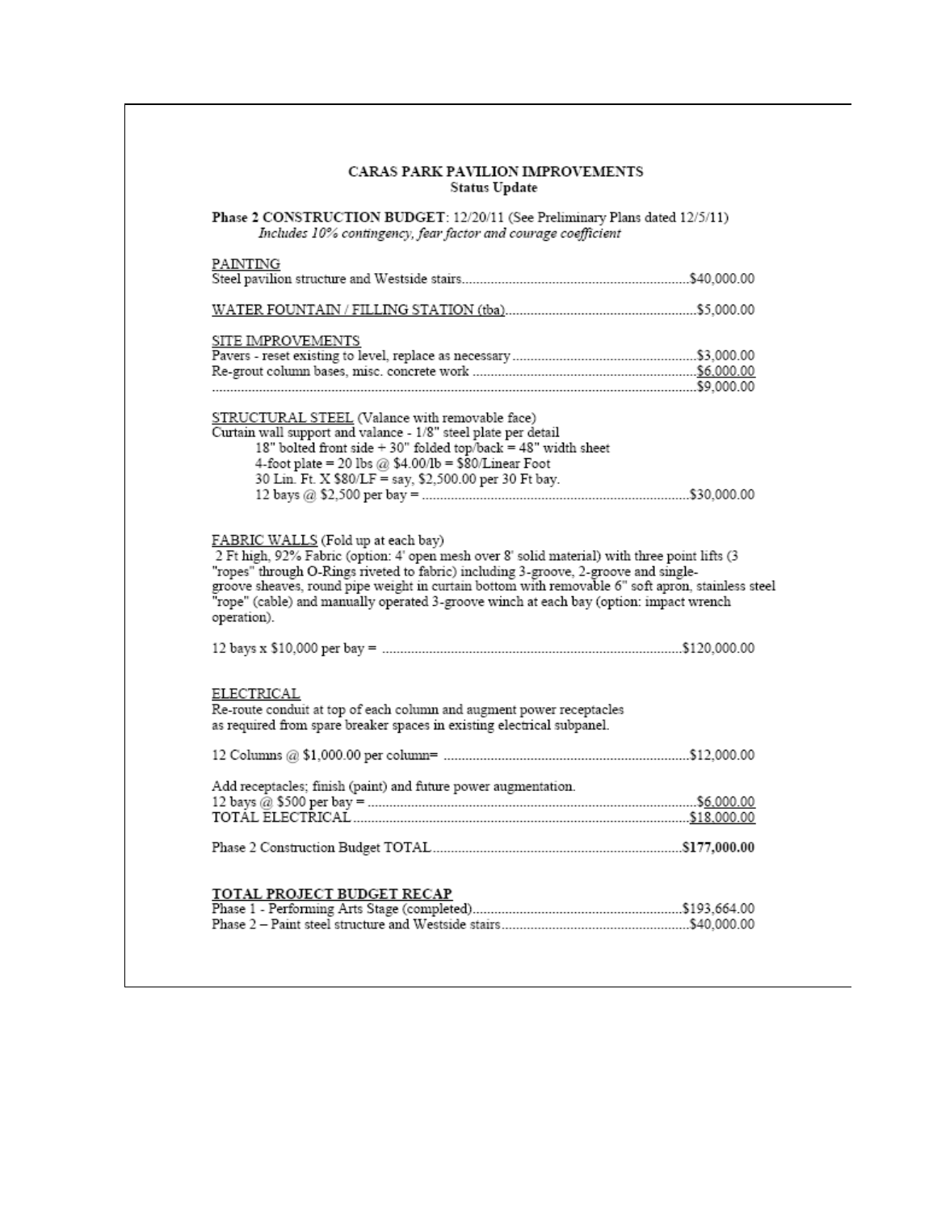# CARAS PARK PAVILION IMPROVEMENTS
## Status Update

**Phase 2 CONSTRUCTION BUDGET**: 12/20/11 (See Preliminary Plans dated 12/5/11)
*Includes 10% contingency, fear factor and courage coefficient*

PAINTING
Steel pavilion structure and Westside stairs....................................................................$40,000.00

WATER FOUNTAIN / FILLING STATION (tba)....................................................................$5,000.00

SITE IMPROVEMENTS
Pavers - reset existing to level, replace as necessary....................................................................$3,000.00
Re-grout column bases, misc. concrete work....................................................................$6,000.00
....................................................................................................................................................$9,000.00

STRUCTURAL STEEL (Valance with removable face)
Curtain wall support and valance - 1/8" steel plate per detail
18" bolted front side + 30" folded top/back = 48" width sheet
4-foot plate = 20 lbs @ $4.00/lb = $80/Linear Foot
30 Lin. Ft. X $80/LF = say, $2,500.00 per 30 Ft bay.
12 bays @ $2,500 per bay = ....................................................................$30,000.00

FABRIC WALLS (Fold up at each bay)
2 Ft high, 92% Fabric (option: 4' open mesh over 8' solid material) with three point lifts (3 "ropes" through O-Rings riveted to fabric) including 3-groove, 2-groove and single-groove sheaves, round pipe weight in curtain bottom with removable 6" soft apron, stainless steel "rope" (cable) and manually operated 3-groove winch at each bay (option: impact wrench operation).

12 bays x $10,000 per bay = ....................................................................$120,000.00

ELECTRICAL
Re-route conduit at top of each column and augment power receptacles as required from spare breaker spaces in existing electrical subpanel.

12 Columns @ $1,000.00 per column= ....................................................................$12,000.00

Add receptacles; finish (paint) and future power augmentation.
12 bays @ $500 per bay = ....................................................................$6,000.00
TOTAL ELECTRICAL....................................................................$18,000.00

Phase 2 Construction Budget TOTAL....................................................................**$177,000.00**

**TOTAL PROJECT BUDGET RECAP**
Phase 1 - Performing Arts Stage (completed)....................................................................$193,664.00
Phase 2 – Paint steel structure and Westside stairs....................................................................$40,000.00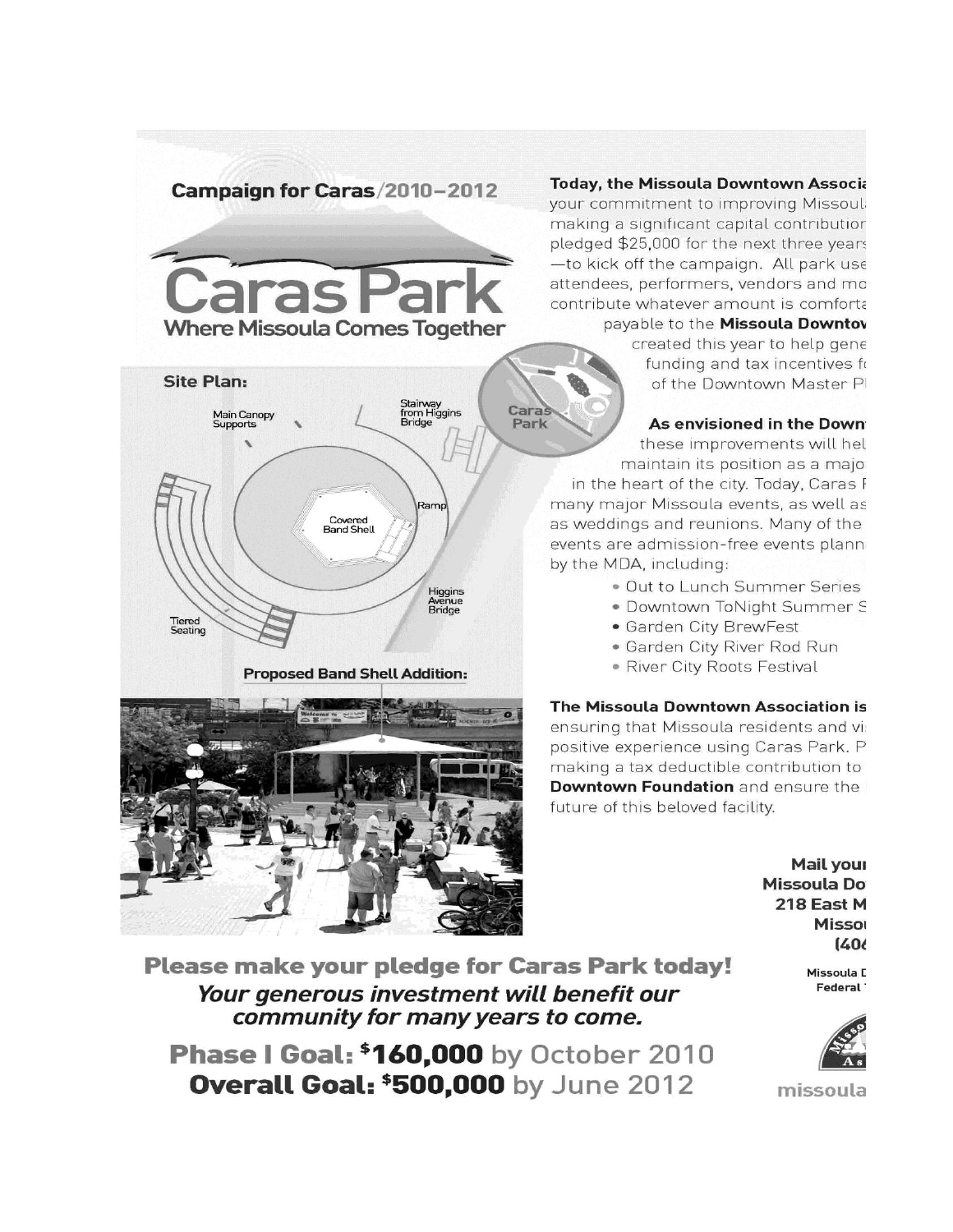**Campaign for Caras/2010–2012**

# Caras Park

**Where Missoula Comes Together**

**Site Plan:**

Main Canopy Supports

Stairway from Higgins Bridge

Caras Park

Ramp

Covered Band Shell

Higgins Avenue Bridge

Tiered Seating

**Proposed Band Shell Addition:**

**Today, the Missoula Downtown Associa** your commitment to improving Missoul making a significant capital contributior pledged $25,000 for the next three years —to kick off the campaign. All park use attendees, performers, vendors and mo contribute whatever amount is comforta payable to the **Missoula Downtov** created this year to help gene funding and tax incentives f of the Downtown Master P

**As envisioned in the Down** these improvements will hel maintain its position as a majo in the heart of the city. Today, Caras I many major Missoula events, as well as as weddings and reunions. Many of the events are admission-free events plann by the MDA, including:

- Out to Lunch Summer Series
- Downtown ToNight Summer S
- Garden City BrewFest
- Garden City River Rod Run
- River City Roots Festival

**The Missoula Downtown Association is** ensuring that Missoula residents and vi positive experience using Caras Park. P making a tax deductible contribution to **Downtown Foundation** and ensure the future of this beloved facility.

**Mail your**
**Missoula Do**
**218 East M**
**Missou**
**(40**

Missoula D
Federal

missoula

## Please make your pledge for Caras Park today!

***Your generous investment will benefit our community for many years to come.***

**Phase I Goal: $160,000** by October 2010
**Overall Goal: $500,000** by June 2012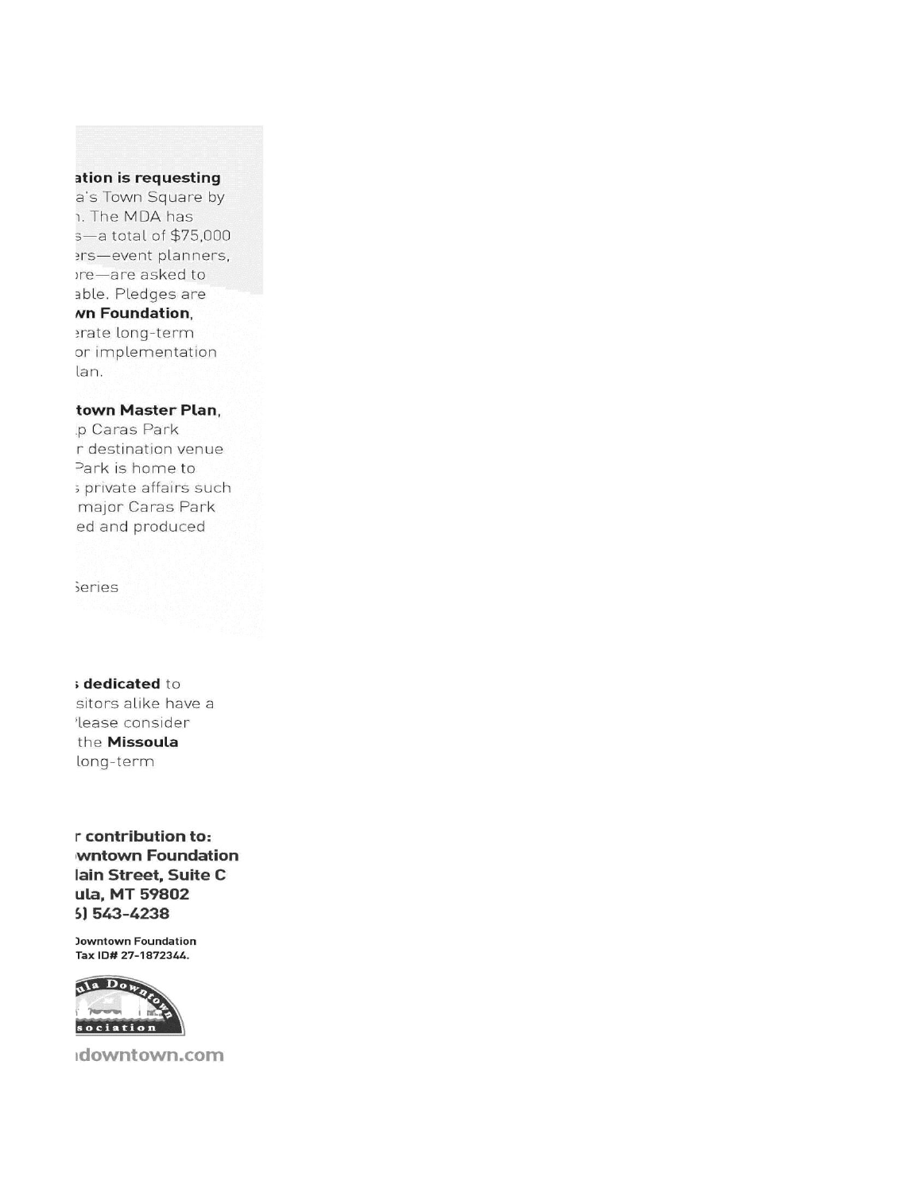**ation is requesting** a's Town Square by 1. The MDA has s—a total of $75,000 ers—event planners, ore—are asked to able. Pledges are **wn Foundation**, erate long-term or implementation lan.

**town Master Plan**, p Caras Park r destination venue Park is home to s private affairs such major Caras Park ed and produced

Series

**s dedicated** to sitors alike have a Please consider the **Missoula** long-term

**r contribution to:**
**wntown Foundation**
**lain Street, Suite C**
**ula, MT 59802**
**6) 543-4238**

**Downtown Foundation**
**Tax ID# 27-1872344.**

ula Downtown
sociation

**downtown.com**